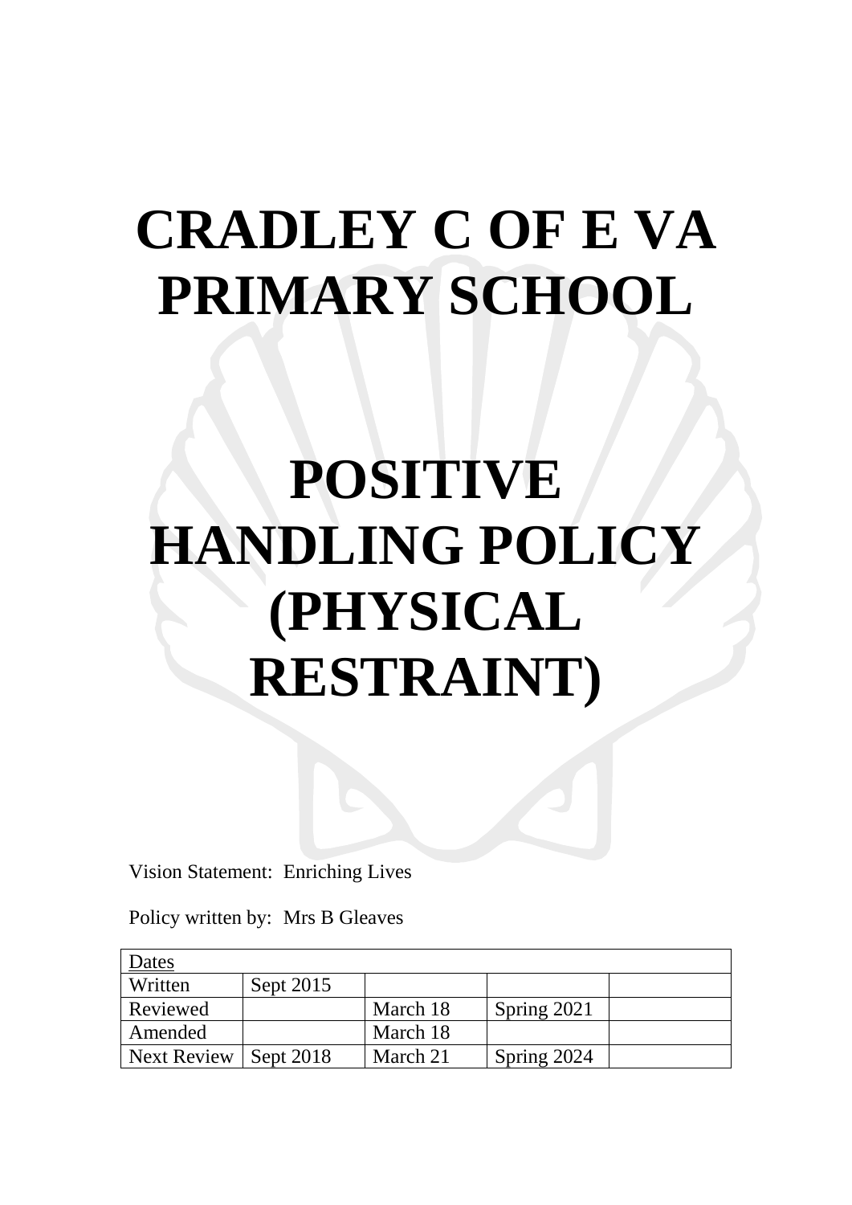# CRADLEY C OF E VA PRIMARY SCHOOL

# POSITIVE HANDLING POLICY (PHYSICAL RESTRAINT)

Vision Statement: Enriching Lives

Policy written by: Mrs B Gleaves

| Dates | | | | |
|---|---|---|---|---|
| Written | Sept 2015 | | | |
| Reviewed | | March 18 | Spring 2021 | |
| Amended | | March 18 | | |
| Next Review | Sept 2018 | March 21 | Spring 2024 | |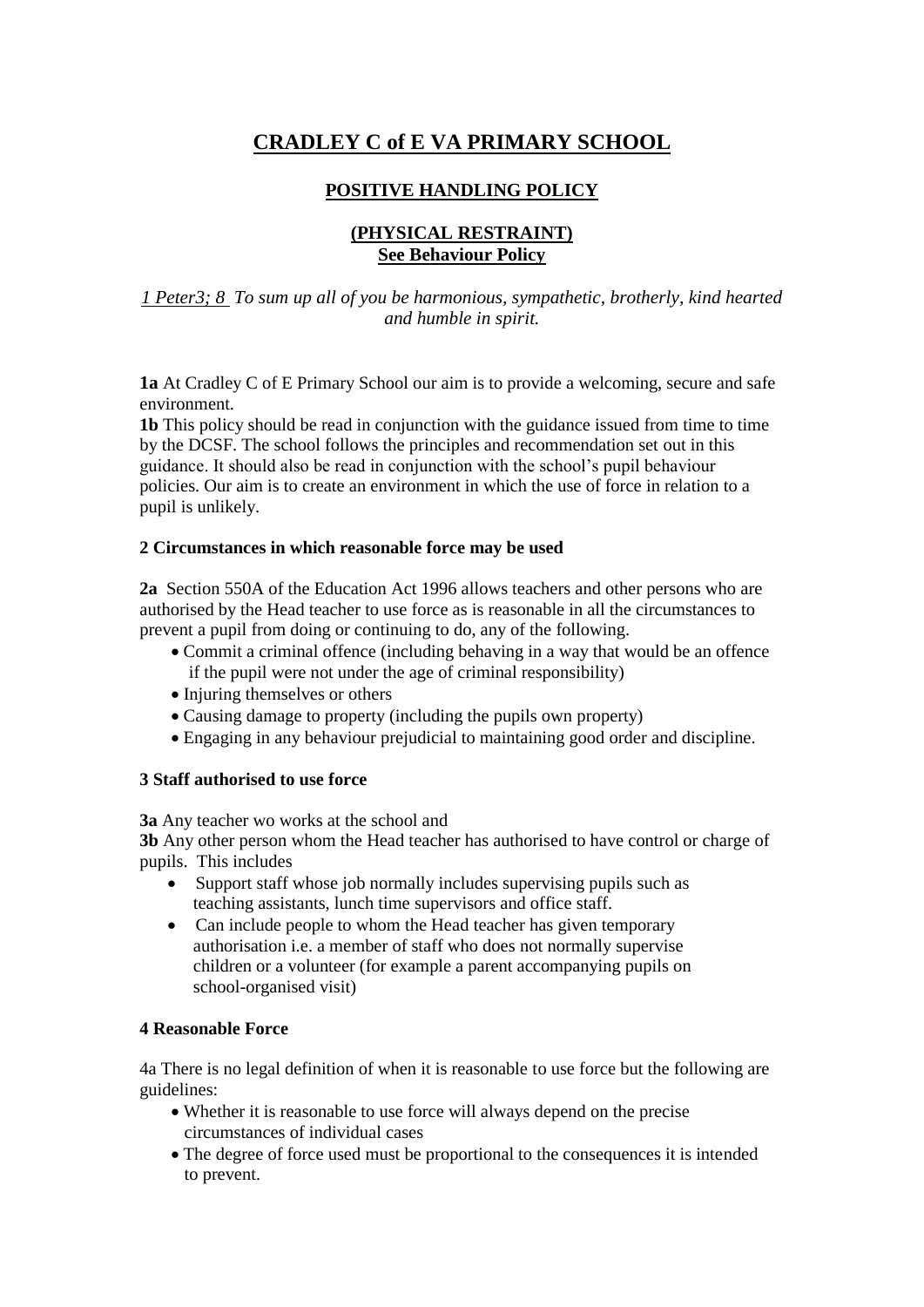# CRADLEY C of E VA PRIMARY SCHOOL

## POSITIVE HANDLING POLICY

### (PHYSICAL RESTRAINT)
### See Behaviour Policy

*1 Peter3; 8 To sum up all of you be harmonious, sympathetic, brotherly, kind hearted and humble in spirit.*

**1a** At Cradley C of E Primary School our aim is to provide a welcoming, secure and safe environment.

**1b** This policy should be read in conjunction with the guidance issued from time to time by the DCSF. The school follows the principles and recommendation set out in this guidance. It should also be read in conjunction with the school's pupil behaviour policies. Our aim is to create an environment in which the use of force in relation to a pupil is unlikely.

**2 Circumstances in which reasonable force may be used**

**2a** Section 550A of the Education Act 1996 allows teachers and other persons who are authorised by the Head teacher to use force as is reasonable in all the circumstances to prevent a pupil from doing or continuing to do, any of the following.

- Commit a criminal offence (including behaving in a way that would be an offence if the pupil were not under the age of criminal responsibility)
- Injuring themselves or others
- Causing damage to property (including the pupils own property)
- Engaging in any behaviour prejudicial to maintaining good order and discipline.

**3 Staff authorised to use force**

**3a** Any teacher wo works at the school and

**3b** Any other person whom the Head teacher has authorised to have control or charge of pupils. This includes

- Support staff whose job normally includes supervising pupils such as teaching assistants, lunch time supervisors and office staff.
- Can include people to whom the Head teacher has given temporary authorisation i.e. a member of staff who does not normally supervise children or a volunteer (for example a parent accompanying pupils on school-organised visit)

**4 Reasonable Force**

4a There is no legal definition of when it is reasonable to use force but the following are guidelines:

- Whether it is reasonable to use force will always depend on the precise circumstances of individual cases
- The degree of force used must be proportional to the consequences it is intended to prevent.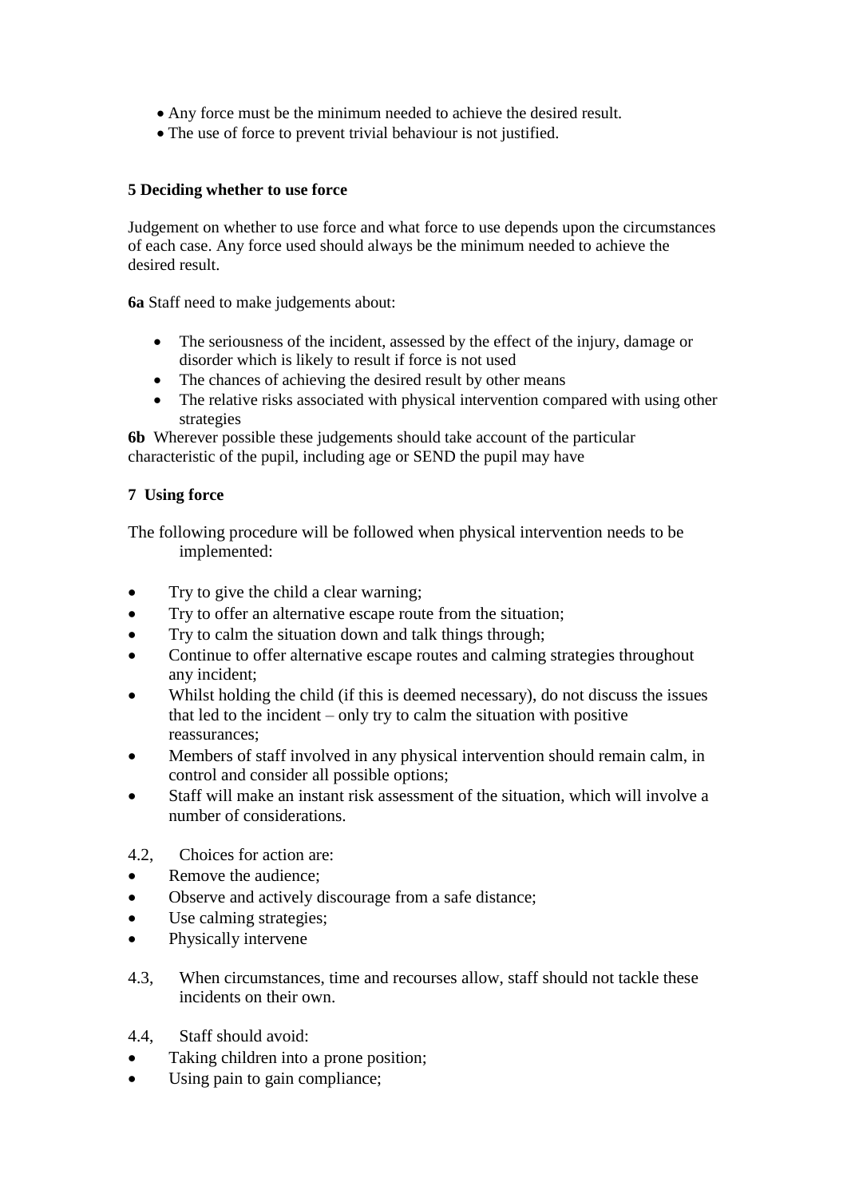- Any force must be the minimum needed to achieve the desired result.
- The use of force to prevent trivial behaviour is not justified.

**5 Deciding whether to use force**

Judgement on whether to use force and what force to use depends upon the circumstances of each case. Any force used should always be the minimum needed to achieve the desired result.

**6a** Staff need to make judgements about:

- The seriousness of the incident, assessed by the effect of the injury, damage or disorder which is likely to result if force is not used
- The chances of achieving the desired result by other means
- The relative risks associated with physical intervention compared with using other strategies

**6b** Wherever possible these judgements should take account of the particular characteristic of the pupil, including age or SEND the pupil may have

**7 Using force**

The following procedure will be followed when physical intervention needs to be implemented:

- Try to give the child a clear warning;
- Try to offer an alternative escape route from the situation;
- Try to calm the situation down and talk things through;
- Continue to offer alternative escape routes and calming strategies throughout any incident;
- Whilst holding the child (if this is deemed necessary), do not discuss the issues that led to the incident – only try to calm the situation with positive reassurances;
- Members of staff involved in any physical intervention should remain calm, in control and consider all possible options;
- Staff will make an instant risk assessment of the situation, which will involve a number of considerations.

4.2, Choices for action are:

- Remove the audience;
- Observe and actively discourage from a safe distance;
- Use calming strategies;
- Physically intervene

4.3, When circumstances, time and recourses allow, staff should not tackle these incidents on their own.

4.4, Staff should avoid:

- Taking children into a prone position;
- Using pain to gain compliance;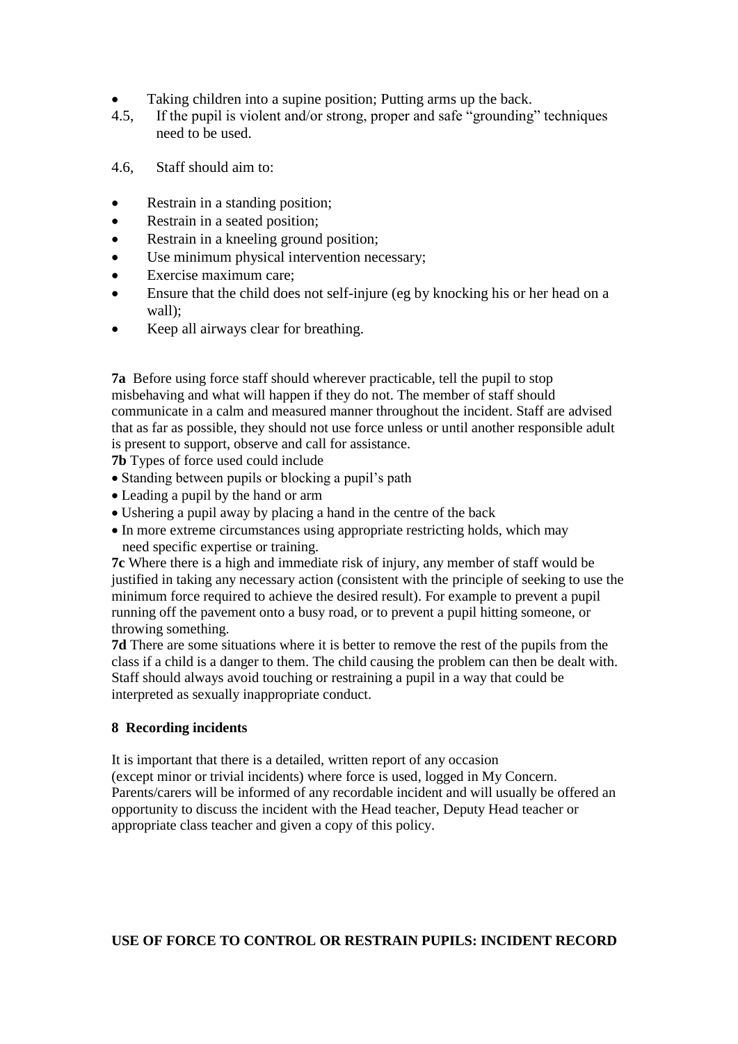- Taking children into a supine position; Putting arms up the back.

4.5, If the pupil is violent and/or strong, proper and safe “grounding” techniques need to be used.

4.6, Staff should aim to:

- Restrain in a standing position;
- Restrain in a seated position;
- Restrain in a kneeling ground position;
- Use minimum physical intervention necessary;
- Exercise maximum care;
- Ensure that the child does not self-injure (eg by knocking his or her head on a wall);
- Keep all airways clear for breathing.

**7a** Before using force staff should wherever practicable, tell the pupil to stop misbehaving and what will happen if they do not. The member of staff should communicate in a calm and measured manner throughout the incident. Staff are advised that as far as possible, they should not use force unless or until another responsible adult is present to support, observe and call for assistance.

**7b** Types of force used could include

- Standing between pupils or blocking a pupil’s path
- Leading a pupil by the hand or arm
- Ushering a pupil away by placing a hand in the centre of the back
- In more extreme circumstances using appropriate restricting holds, which may need specific expertise or training.

**7c** Where there is a high and immediate risk of injury, any member of staff would be justified in taking any necessary action (consistent with the principle of seeking to use the minimum force required to achieve the desired result). For example to prevent a pupil running off the pavement onto a busy road, or to prevent a pupil hitting someone, or throwing something.

**7d** There are some situations where it is better to remove the rest of the pupils from the class if a child is a danger to them. The child causing the problem can then be dealt with. Staff should always avoid touching or restraining a pupil in a way that could be interpreted as sexually inappropriate conduct.

**8 Recording incidents**

It is important that there is a detailed, written report of any occasion (except minor or trivial incidents) where force is used, logged in My Concern. Parents/carers will be informed of any recordable incident and will usually be offered an opportunity to discuss the incident with the Head teacher, Deputy Head teacher or appropriate class teacher and given a copy of this policy.

**USE OF FORCE TO CONTROL OR RESTRAIN PUPILS: INCIDENT RECORD**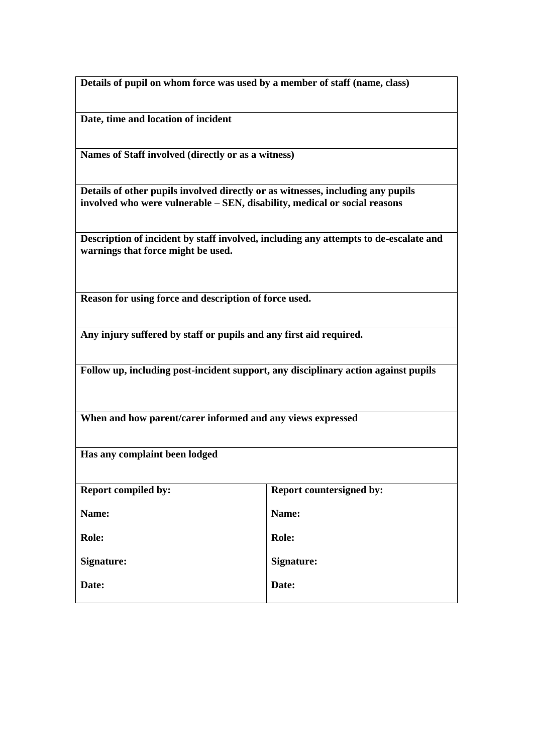| | |
|---|---|
| **Details of pupil on whom force was used by a member of staff (name, class)** | |
| **Date, time and location of incident** | |
| **Names of Staff involved (directly or as a witness)** | |
| **Details of other pupils involved directly or as witnesses, including any pupils involved who were vulnerable – SEN, disability, medical or social reasons** | |
| **Description of incident by staff involved, including any attempts to de-escalate and warnings that force might be used.** | |
| **Reason for using force and description of force used.** | |
| **Any injury suffered by staff or pupils and any first aid required.** | |
| **Follow up, including post-incident support, any disciplinary action against pupils** | |
| **When and how parent/carer informed and any views expressed** | |
| **Has any complaint been lodged** | |
| **Report compiled by:**<br><br>**Name:**<br><br>**Role:**<br><br>**Signature:**<br><br>**Date:** | **Report countersigned by:**<br><br>**Name:**<br><br>**Role:**<br><br>**Signature:**<br><br>**Date:** |